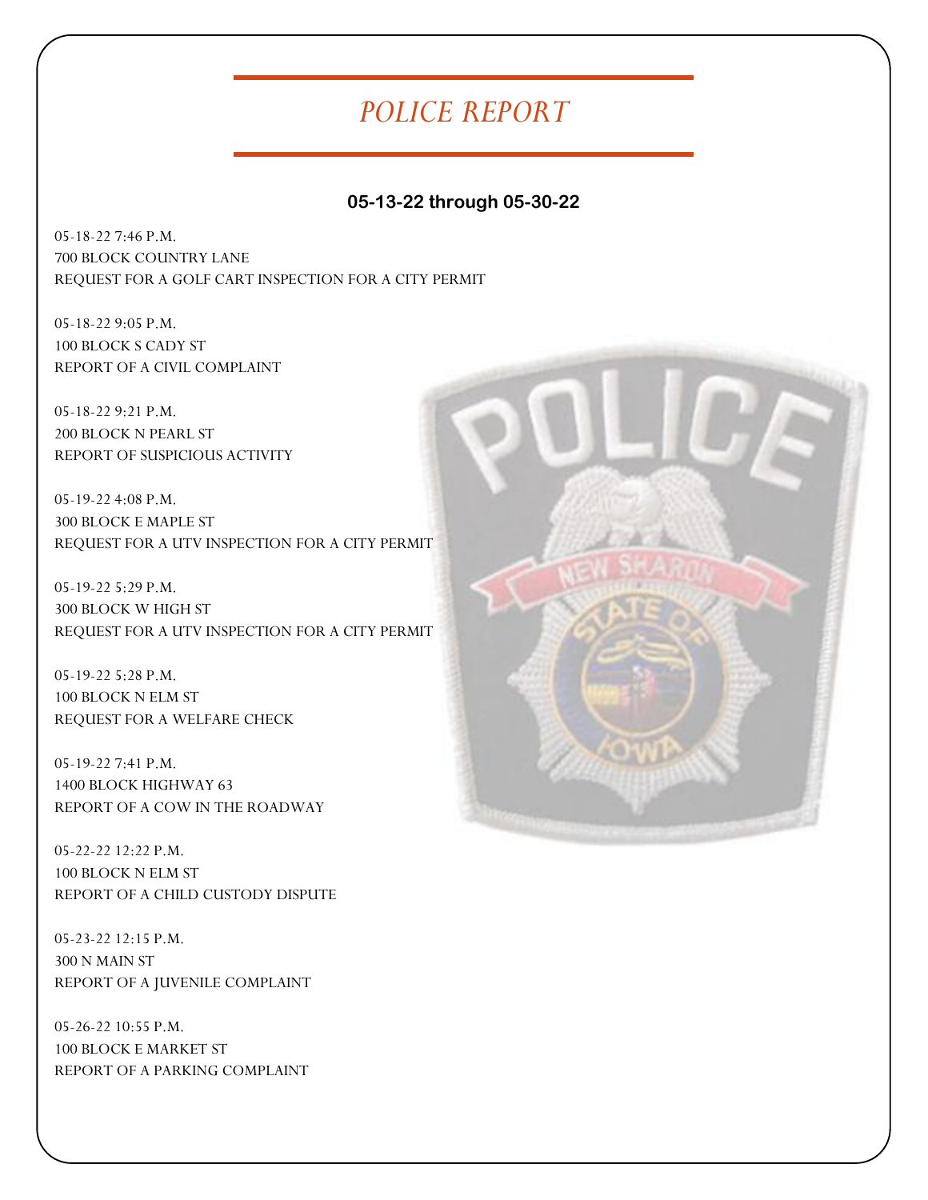# POLICE REPORT

**05-13-22 through 05-30-22**

05-18-22 7:46 P.M.
700 BLOCK COUNTRY LANE
REQUEST FOR A GOLF CART INSPECTION FOR A CITY PERMIT

05-18-22 9:05 P.M.
100 BLOCK S CADY ST
REPORT OF A CIVIL COMPLAINT

05-18-22 9:21 P.M.
200 BLOCK N PEARL ST
REPORT OF SUSPICIOUS ACTIVITY

05-19-22 4:08 P.M.
300 BLOCK E MAPLE ST
REQUEST FOR A UTV INSPECTION FOR A CITY PERMIT

05-19-22 5:29 P.M.
300 BLOCK W HIGH ST
REQUEST FOR A UTV INSPECTION FOR A CITY PERMIT

05-19-22 5:28 P.M.
100 BLOCK N ELM ST
REQUEST FOR A WELFARE CHECK

05-19-22 7:41 P.M.
1400 BLOCK HIGHWAY 63
REPORT OF A COW IN THE ROADWAY

05-22-22 12:22 P.M.
100 BLOCK N ELM ST
REPORT OF A CHILD CUSTODY DISPUTE

05-23-22 12:15 P.M.
300 N MAIN ST
REPORT OF A JUVENILE COMPLAINT

05-26-22 10:55 P.M.
100 BLOCK E MARKET ST
REPORT OF A PARKING COMPLAINT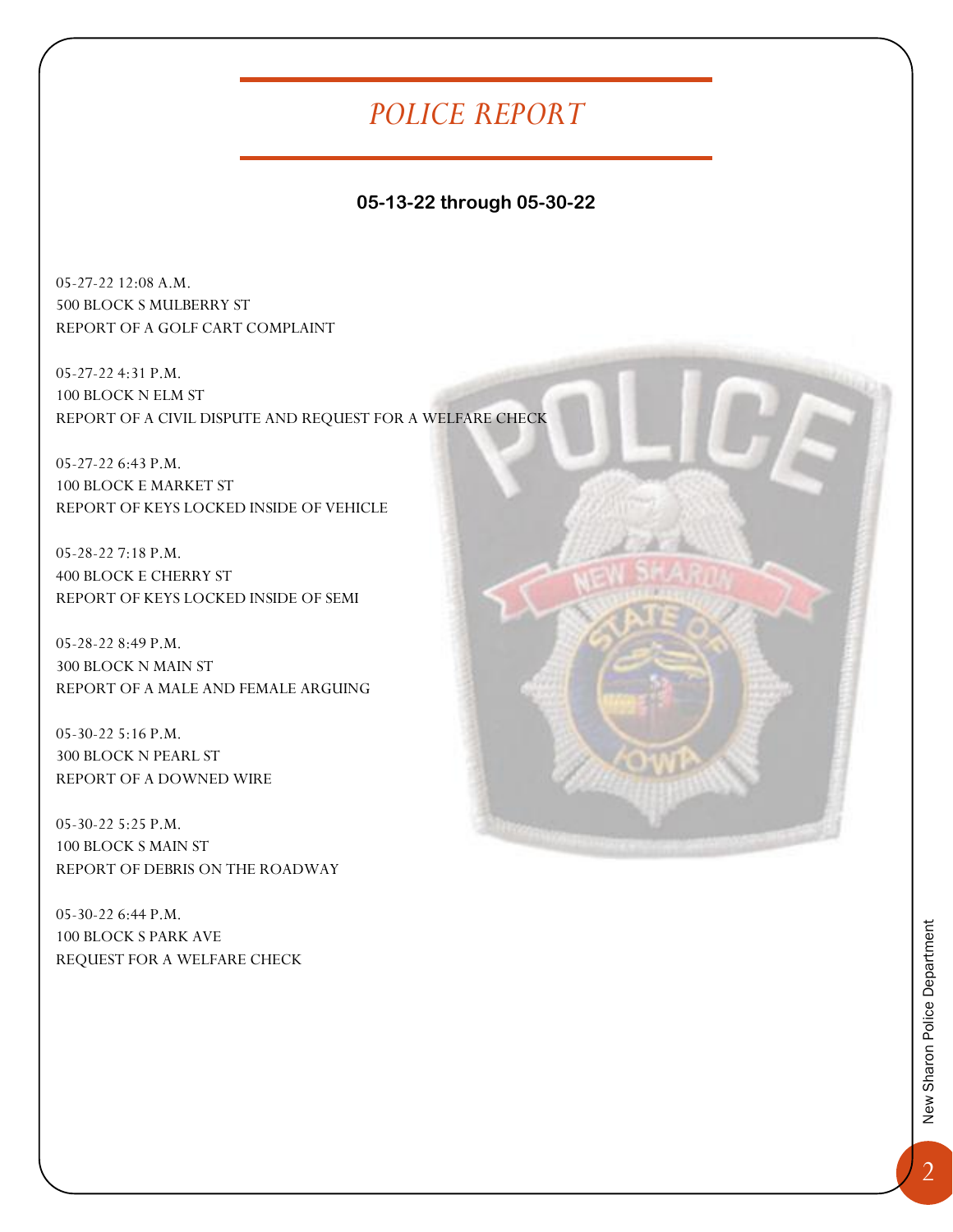# POLICE REPORT

**05-13-22 through 05-30-22**

05-27-22 12:08 A.M.
500 BLOCK S MULBERRY ST
REPORT OF A GOLF CART COMPLAINT

05-27-22 4:31 P.M.
100 BLOCK N ELM ST
REPORT OF A CIVIL DISPUTE AND REQUEST FOR A WELFARE CHECK

05-27-22 6:43 P.M.
100 BLOCK E MARKET ST
REPORT OF KEYS LOCKED INSIDE OF VEHICLE

05-28-22 7:18 P.M.
400 BLOCK E CHERRY ST
REPORT OF KEYS LOCKED INSIDE OF SEMI

05-28-22 8:49 P.M.
300 BLOCK N MAIN ST
REPORT OF A MALE AND FEMALE ARGUING

05-30-22 5:16 P.M.
300 BLOCK N PEARL ST
REPORT OF A DOWNED WIRE

05-30-22 5:25 P.M.
100 BLOCK S MAIN ST
REPORT OF DEBRIS ON THE ROADWAY

05-30-22 6:44 P.M.
100 BLOCK S PARK AVE
REQUEST FOR A WELFARE CHECK